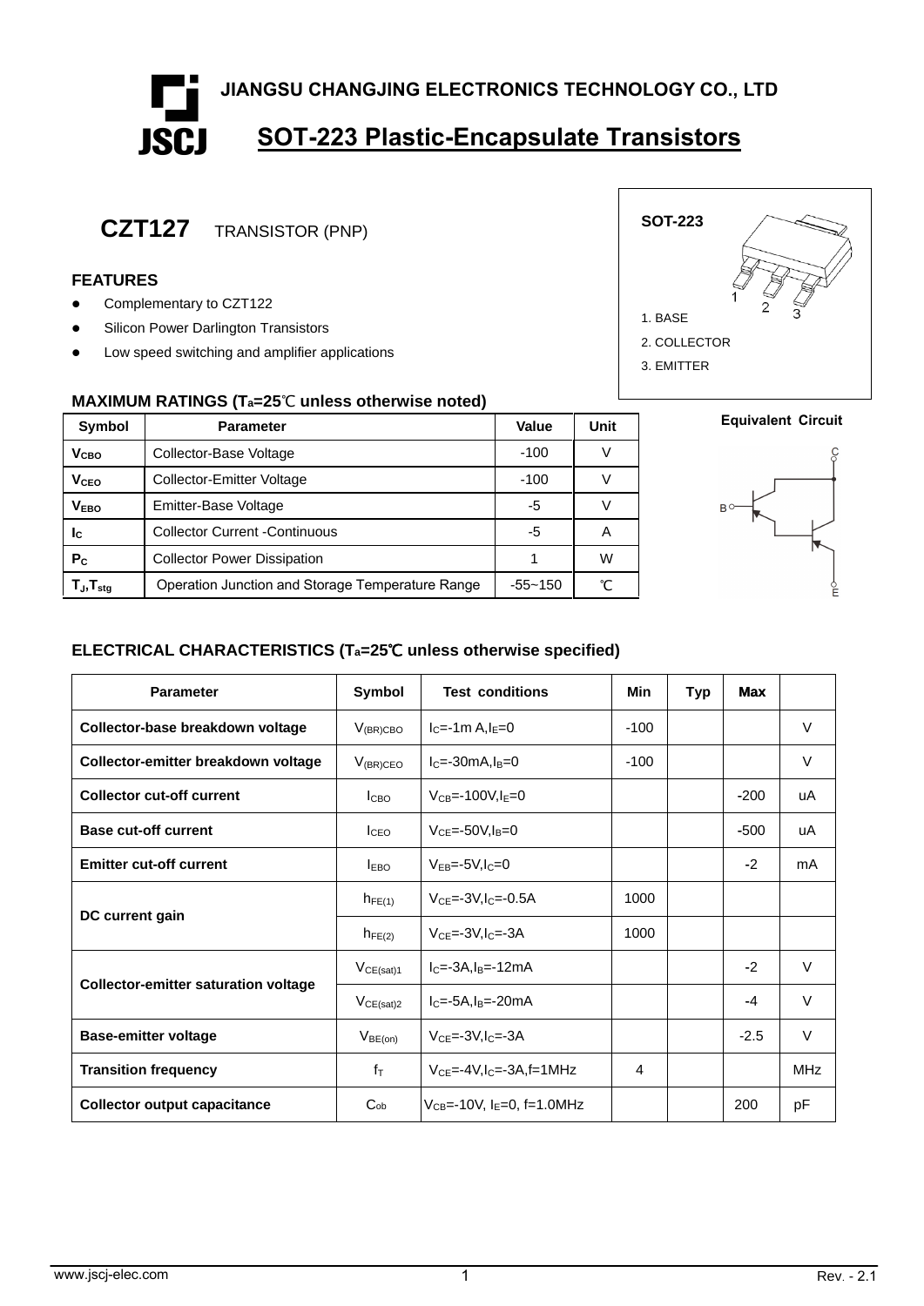JIANGSU CHANGJING ELECTRONICS TECHNOLOGY CO., LTD

# SOT-223 Plastic-Encapsulate Transistors

## CZT127 TRANSISTOR (PNP)

SOT-223

1. BASE
2. COLLECTOR
3. EMITTER

### FEATURES

- Complementary to CZT122
- Silicon Power Darlington Transistors
- Low speed switching and amplifier applications

### MAXIMUM RATINGS ($T_a$=25℃ unless otherwise noted)

| Symbol | Parameter | Value | Unit |
|---|---|---|---|
| $V_{CBO}$ | Collector-Base Voltage | -100 | V |
| $V_{CEO}$ | Collector-Emitter Voltage | -100 | V |
| $V_{EBO}$ | Emitter-Base Voltage | -5 | V |
| $I_C$ | Collector Current -Continuous | -5 | A |
| $P_C$ | Collector Power Dissipation | 1 | W |
| $T_J$,$T_{stg}$ | Operation Junction and Storage Temperature Range | -55~150 | ℃ |

Equivalent Circuit

C

B

E

### ELECTRICAL CHARACTERISTICS ($T_a$=25℃ unless otherwise specified)

| Parameter | Symbol | Test conditions | Min | Typ | Max | |
|---|---|---|---|---|---|---|
| Collector-base breakdown voltage | $V_{(BR)CBO}$ | $I_C$=-1m A,$I_E$=0 | -100 | | | V |
| Collector-emitter breakdown voltage | $V_{(BR)CEO}$ | $I_C$=-30mA,$I_B$=0 | -100 | | | V |
| Collector cut-off current | $I_{CBO}$ | $V_{CB}$=-100V,$I_E$=0 | | | -200 | uA |
| Base cut-off current | $I_{CEO}$ | $V_{CE}$=-50V,$I_B$=0 | | | -500 | uA |
| Emitter cut-off current | $I_{EBO}$ | $V_{EB}$=-5V,$I_C$=0 | | | -2 | mA |
| DC current gain | $h_{FE(1)}$ | $V_{CE}$=-3V,$I_C$=-0.5A | 1000 | | | |
| | $h_{FE(2)}$ | $V_{CE}$=-3V,$I_C$=-3A | 1000 | | | |
| Collector-emitter saturation voltage | $V_{CE(sat)1}$ | $I_C$=-3A,$I_B$=-12mA | | | -2 | V |
| | $V_{CE(sat)2}$ | $I_C$=-5A,$I_B$=-20mA | | | -4 | V |
| Base-emitter voltage | $V_{BE(on)}$ | $V_{CE}$=-3V,$I_C$=-3A | | | -2.5 | V |
| Transition frequency | $f_T$ | $V_{CE}$=-4V,$I_C$=-3A,f=1MHz | 4 | | | MHz |
| Collector output capacitance | $C_{ob}$ | $V_{CB}$=-10V, $I_E$=0, f=1.0MHz | | | 200 | pF |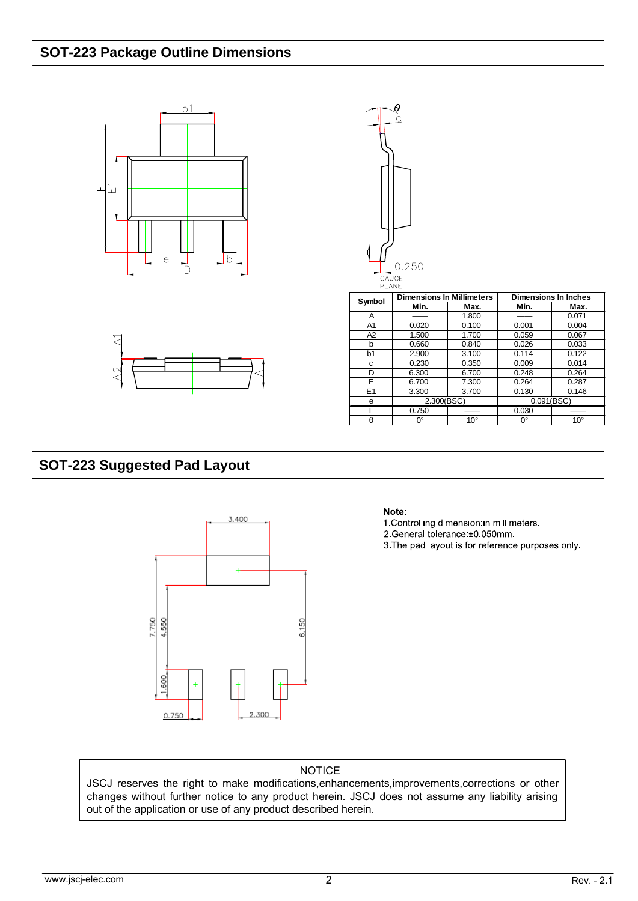## SOT-223 Package Outline Dimensions

b1

E

E1

e

D

b

θ

c

L

0.250

GAUGE PLANE

A1

A2

A

| Symbol | Dimensions In Millimeters | | Dimensions In Inches | |
|---|---|---|---|---|
| | Min. | Max. | Min. | Max. |
| A | —— | 1.800 | —— | 0.071 |
| A1 | 0.020 | 0.100 | 0.001 | 0.004 |
| A2 | 1.500 | 1.700 | 0.059 | 0.067 |
| b | 0.660 | 0.840 | 0.026 | 0.033 |
| b1 | 2.900 | 3.100 | 0.114 | 0.122 |
| c | 0.230 | 0.350 | 0.009 | 0.014 |
| D | 6.300 | 6.700 | 0.248 | 0.264 |
| E | 6.700 | 7.300 | 0.264 | 0.287 |
| E1 | 3.300 | 3.700 | 0.130 | 0.146 |
| e | 2.300(BSC) | | 0.091(BSC) | |
| L | 0.750 | —— | 0.030 | —— |
| θ | 0° | 10° | 0° | 10° |

## SOT-223 Suggested Pad Layout

3.400

7.750

4.550

6.150

1.600

0.750

2.300

**Note:**

1. Controlling dimension:in millimeters.
2. General tolerance:±0.050mm.
3. The pad layout is for reference purposes only.

NOTICE

JSCJ reserves the right to make modifications,enhancements,improvements,corrections or other changes without further notice to any product herein. JSCJ does not assume any liability arising out of the application or use of any product described herein.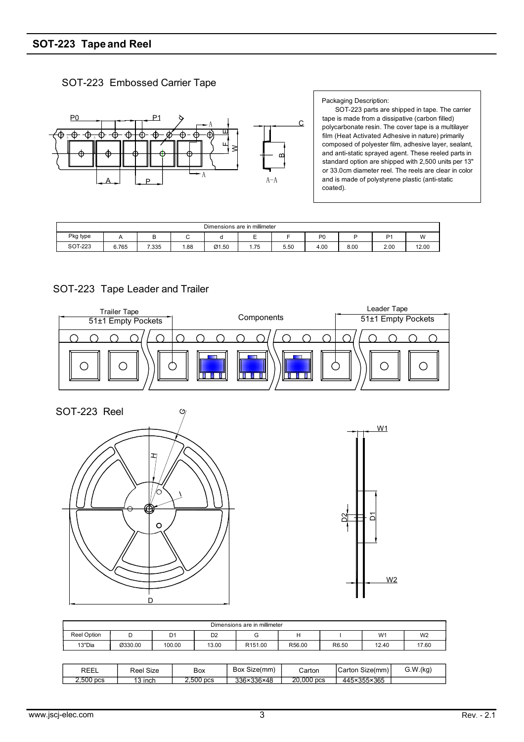## SOT-223 Tape and Reel

### SOT-223 Embossed Carrier Tape

P0 P1 d A E F W A A P C B A-A

Packaging Description:

SOT-223 parts are shipped in tape. The carrier tape is made from a dissipative (carbon filled) polycarbonate resin. The cover tape is a multilayer film (Heat Activated Adhesive in nature) primarily composed of polyester film, adhesive layer, sealant, and anti-static sprayed agent. These reeled parts in standard option are shipped with 2,500 units per 13" or 33.0cm diameter reel. The reels are clear in color and is made of polystyrene plastic (anti-static coated).

| Dimensions are in millimeter | | | | | | | | | | |
|---|---|---|---|---|---|---|---|---|---|---|
| Pkg type | A | B | C | d | E | F | P0 | P | P1 | W |
| SOT-223 | 6.765 | 7.335 | 1.88 | Ø1.50 | 1.75 | 5.50 | 4.00 | 8.00 | 2.00 | 12.00 |

### SOT-223 Tape Leader and Trailer

Trailer Tape
51±1 Empty Pockets
Components
Leader Tape
51±1 Empty Pockets

### SOT-223 Reel

G H I D W1 D2 D1 W2

| Dimensions are in millimeter | | | | | | | | |
|---|---|---|---|---|---|---|---|---|
| Reel Option | D | D1 | D2 | G | H | I | W1 | W2 |
| 13"Dia | Ø330.00 | 100.00 | 13.00 | R151.00 | R56.00 | R6.50 | 12.40 | 17.60 |

| REEL | Reel Size | Box | Box Size(mm) | Carton | Carton Size(mm) | G.W.(kg) |
|---|---|---|---|---|---|---|
| 2,500 pcs | 13 inch | 2,500 pcs | 336×336×48 | 20,000 pcs | 445×355×365 | |